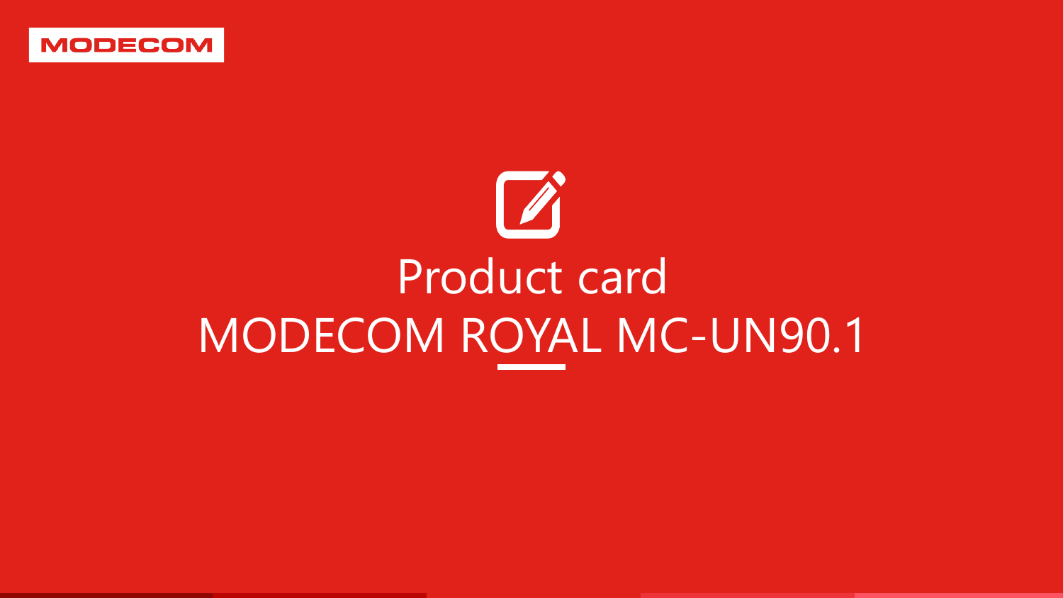MODECOM

# Product card
# MODECOM ROYAL MC-UN90.1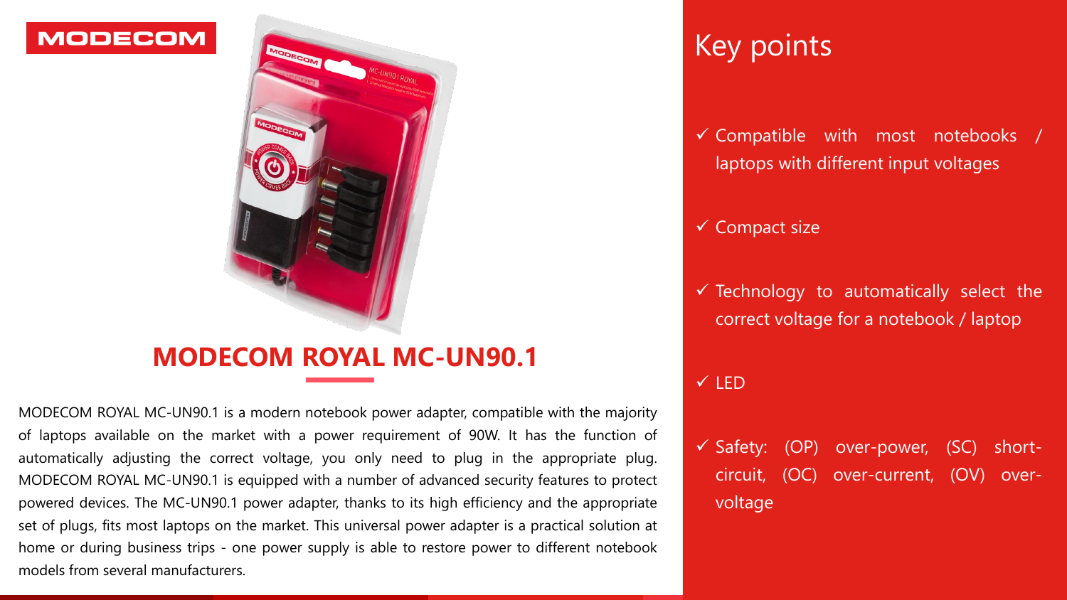MODECOM

# MODECOM ROYAL MC-UN90.1

MODECOM ROYAL MC-UN90.1 is a modern notebook power adapter, compatible with the majority of laptops available on the market with a power requirement of 90W. It has the function of automatically adjusting the correct voltage, you only need to plug in the appropriate plug. MODECOM ROYAL MC-UN90.1 is equipped with a number of advanced security features to protect powered devices. The MC-UN90.1 power adapter, thanks to its high efficiency and the appropriate set of plugs, fits most laptops on the market. This universal power adapter is a practical solution at home or during business trips - one power supply is able to restore power to different notebook models from several manufacturers.

## Key points

- ✓ Compatible with most notebooks / laptops with different input voltages
- ✓ Compact size
- ✓ Technology to automatically select the correct voltage for a notebook / laptop
- ✓ LED
- ✓ Safety: (OP) over-power, (SC) short-circuit, (OC) over-current, (OV) over-voltage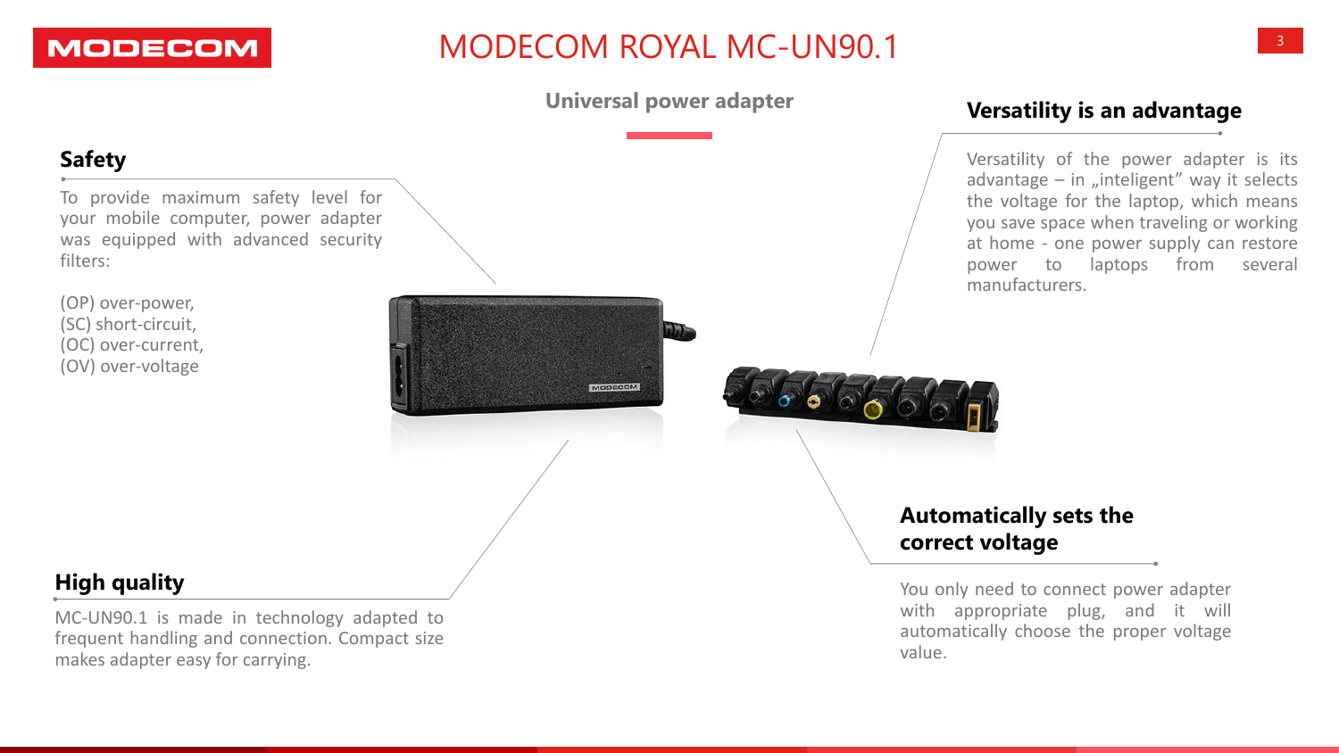# MODECOM ROYAL MC-UN90.1

**Universal power adapter**

## Safety

To provide maximum safety level for your mobile computer, power adapter was equipped with advanced security filters:

(OP) over-power,
(SC) short-circuit,
(OC) over-current,
(OV) over-voltage

## Versatility is an advantage

Versatility of the power adapter is its advantage – in „inteligent" way it selects the voltage for the laptop, which means you save space when traveling or working at home - one power supply can restore power to laptops from several manufacturers.

## High quality

MC-UN90.1 is made in technology adapted to frequent handling and connection. Compact size makes adapter easy for carrying.

## Automatically sets the correct voltage

You only need to connect power adapter with appropriate plug, and it will automatically choose the proper voltage value.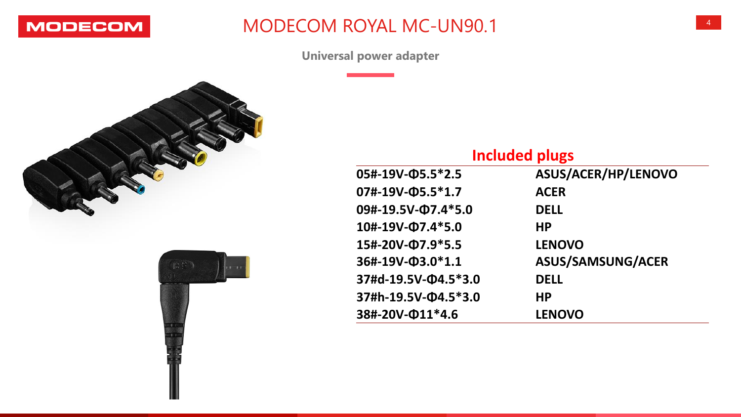# MODECOM ROYAL MC-UN90.1

**Universal power adapter**

## Included plugs

| Plug | Brand |
|---|---|
| 05#-19V-Φ5.5*2.5 | ASUS/ACER/HP/LENOVO |
| 07#-19V-Φ5.5*1.7 | ACER |
| 09#-19.5V-Φ7.4*5.0 | DELL |
| 10#-19V-Φ7.4*5.0 | HP |
| 15#-20V-Φ7.9*5.5 | LENOVO |
| 36#-19V-Φ3.0*1.1 | ASUS/SAMSUNG/ACER |
| 37#d-19.5V-Φ4.5*3.0 | DELL |
| 37#h-19.5V-Φ4.5*3.0 | HP |
| 38#-20V-Φ11*4.6 | LENOVO |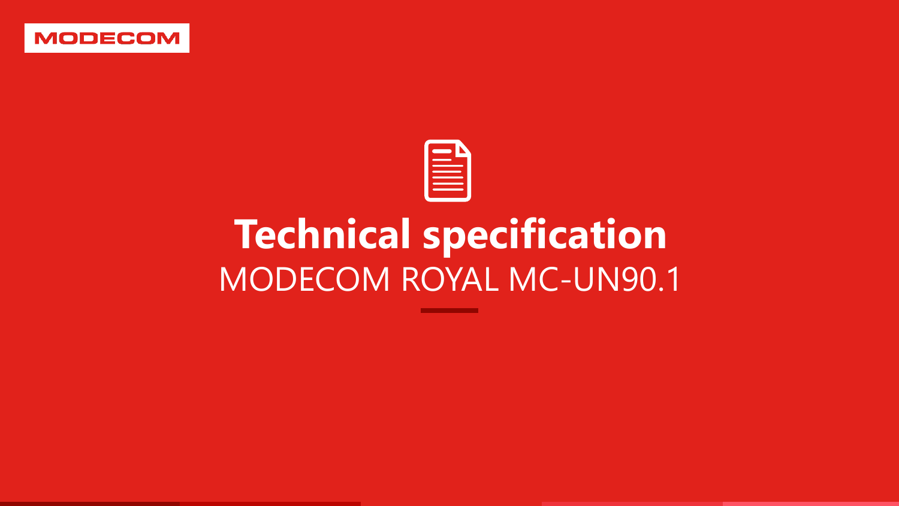MODECOM

# Technical specification

MODECOM ROYAL MC-UN90.1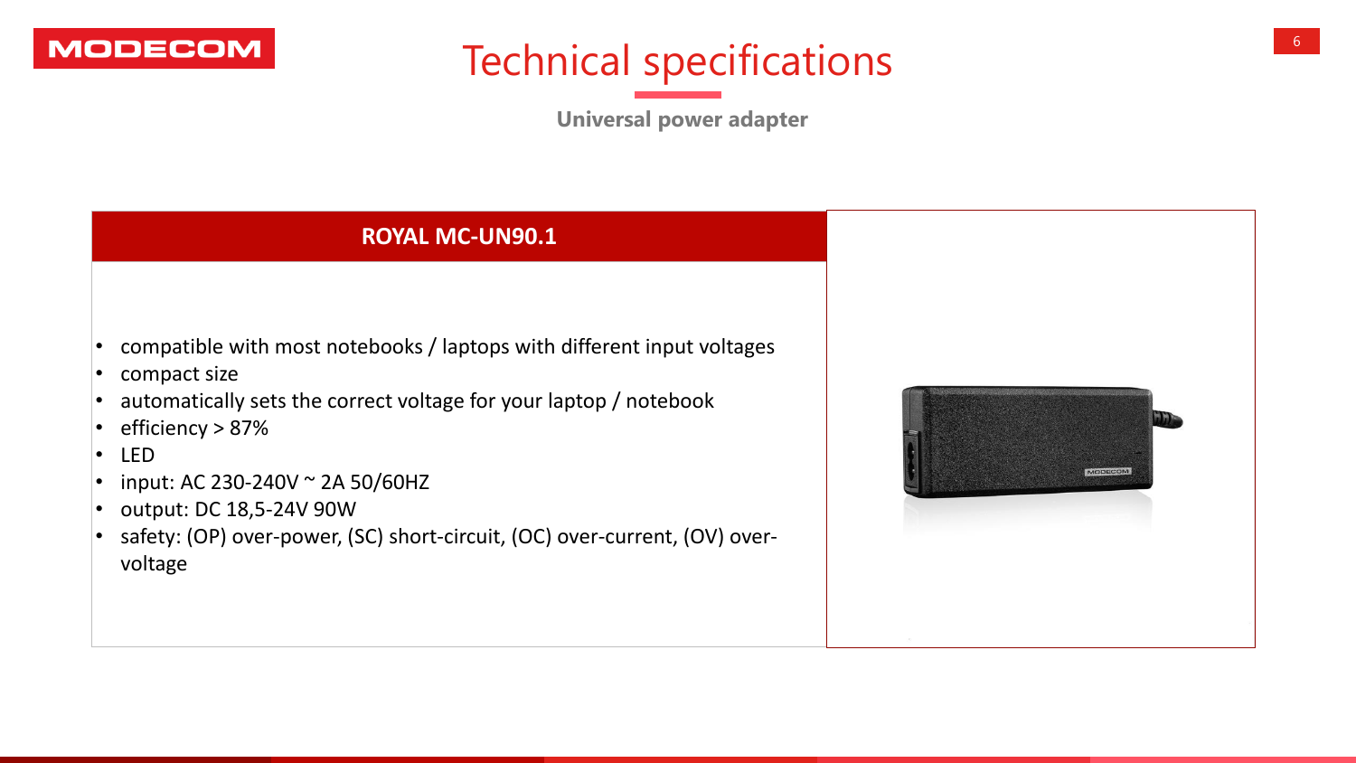# Technical specifications

**Universal power adapter**

## ROYAL MC-UN90.1

- compatible with most notebooks / laptops with different input voltages
- compact size
- automatically sets the correct voltage for your laptop / notebook
- efficiency > 87%
- LED
- input: AC 230-240V ~ 2A 50/60HZ
- output: DC 18,5-24V 90W
- safety: (OP) over-power, (SC) short-circuit, (OC) over-current, (OV) over-voltage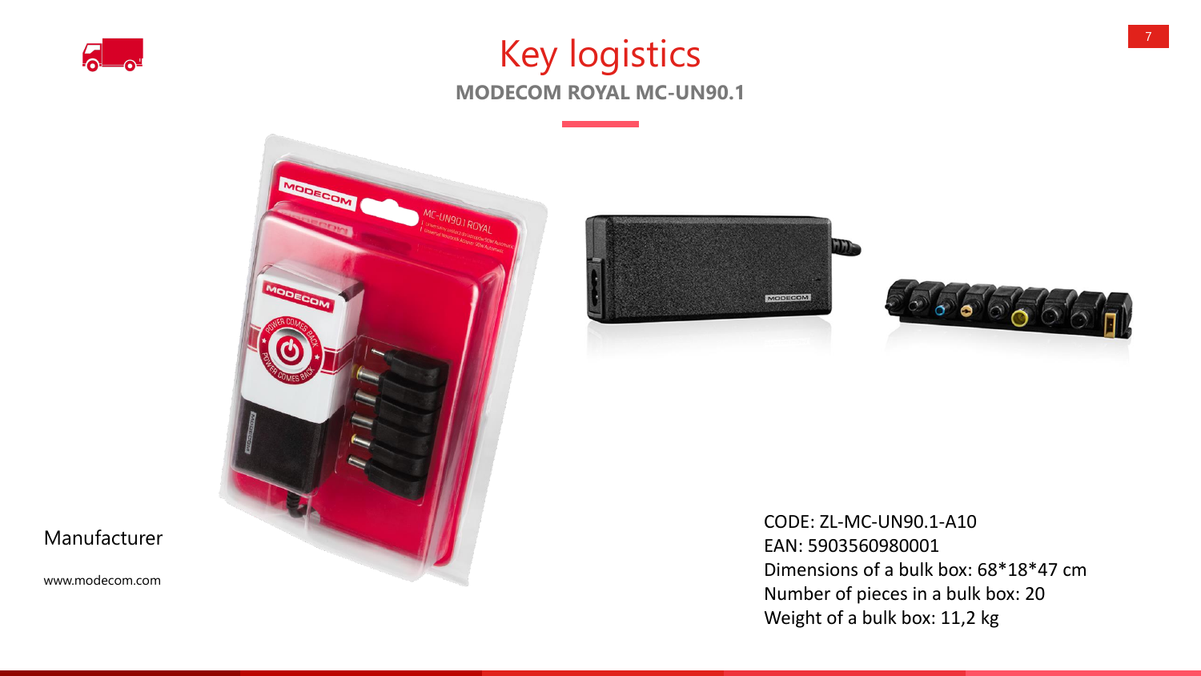# Key logistics

**MODECOM ROYAL MC-UN90.1**

Manufacturer

www.modecom.com

CODE: ZL-MC-UN90.1-A10
EAN: 5903560980001
Dimensions of a bulk box: 68*18*47 cm
Number of pieces in a bulk box: 20
Weight of a bulk box: 11,2 kg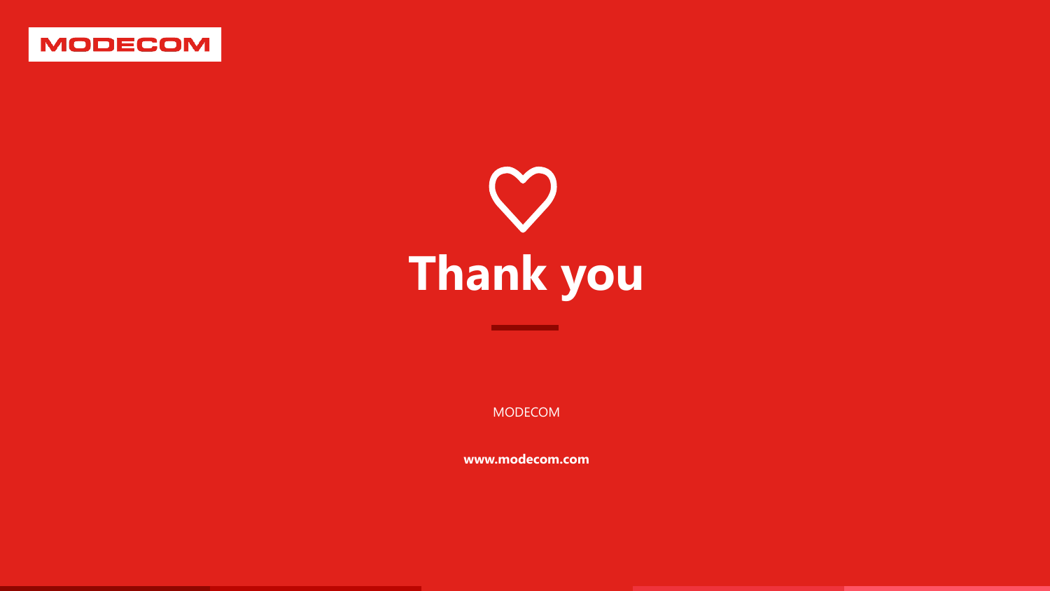MODECOM

# Thank you

MODECOM

**www.modecom.com**